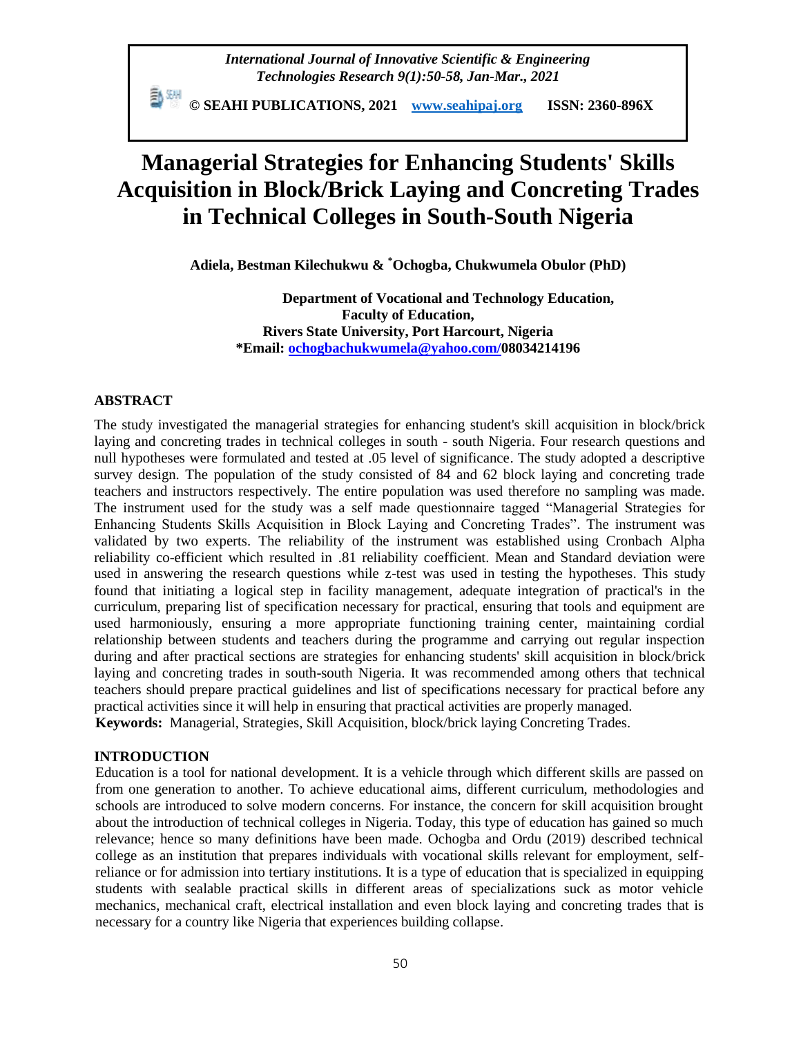# Managerial Strategies for Enhancing Students' Skills Acquisition in Block/Brick Laying and Concreting Trades in Technical Colleges in South-South Nigeria

**Adiela, Bestman Kilechukwu & *Ochogba, Chukwumela Obulor (PhD)**

**Department of Vocational and Technology Education,**
**Faculty of Education,**
**Rivers State University, Port Harcourt, Nigeria**
***Email: ochogbachukwumela@yahoo.com/08034214196**

## ABSTRACT

The study investigated the managerial strategies for enhancing student's skill acquisition in block/brick laying and concreting trades in technical colleges in south - south Nigeria. Four research questions and null hypotheses were formulated and tested at .05 level of significance. The study adopted a descriptive survey design. The population of the study consisted of 84 and 62 block laying and concreting trade teachers and instructors respectively. The entire population was used therefore no sampling was made. The instrument used for the study was a self made questionnaire tagged "Managerial Strategies for Enhancing Students Skills Acquisition in Block Laying and Concreting Trades". The instrument was validated by two experts. The reliability of the instrument was established using Cronbach Alpha reliability co-efficient which resulted in .81 reliability coefficient. Mean and Standard deviation were used in answering the research questions while z-test was used in testing the hypotheses. This study found that initiating a logical step in facility management, adequate integration of practical's in the curriculum, preparing list of specification necessary for practical, ensuring that tools and equipment are used harmoniously, ensuring a more appropriate functioning training center, maintaining cordial relationship between students and teachers during the programme and carrying out regular inspection during and after practical sections are strategies for enhancing students' skill acquisition in block/brick laying and concreting trades in south-south Nigeria. It was recommended among others that technical teachers should prepare practical guidelines and list of specifications necessary for practical before any practical activities since it will help in ensuring that practical activities are properly managed.

**Keywords:** Managerial, Strategies, Skill Acquisition, block/brick laying Concreting Trades.

## INTRODUCTION

Education is a tool for national development. It is a vehicle through which different skills are passed on from one generation to another. To achieve educational aims, different curriculum, methodologies and schools are introduced to solve modern concerns. For instance, the concern for skill acquisition brought about the introduction of technical colleges in Nigeria. Today, this type of education has gained so much relevance; hence so many definitions have been made. Ochogba and Ordu (2019) described technical college as an institution that prepares individuals with vocational skills relevant for employment, self-reliance or for admission into tertiary institutions. It is a type of education that is specialized in equipping students with sealable practical skills in different areas of specializations suck as motor vehicle mechanics, mechanical craft, electrical installation and even block laying and concreting trades that is necessary for a country like Nigeria that experiences building collapse.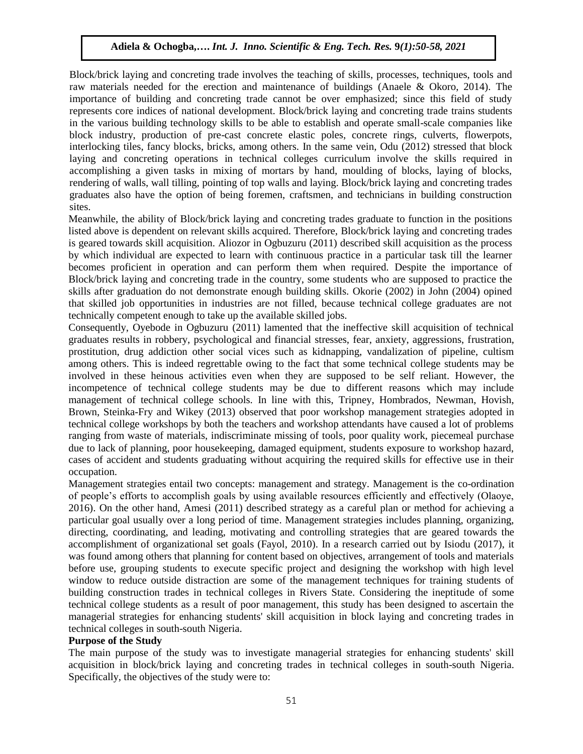Block/brick laying and concreting trade involves the teaching of skills, processes, techniques, tools and raw materials needed for the erection and maintenance of buildings (Anaele & Okoro, 2014). The importance of building and concreting trade cannot be over emphasized; since this field of study represents core indices of national development. Block/brick laying and concreting trade trains students in the various building technology skills to be able to establish and operate small-scale companies like block industry, production of pre-cast concrete elastic poles, concrete rings, culverts, flowerpots, interlocking tiles, fancy blocks, bricks, among others. In the same vein, Odu (2012) stressed that block laying and concreting operations in technical colleges curriculum involve the skills required in accomplishing a given tasks in mixing of mortars by hand, moulding of blocks, laying of blocks, rendering of walls, wall tilling, pointing of top walls and laying. Block/brick laying and concreting trades graduates also have the option of being foremen, craftsmen, and technicians in building construction sites.

Meanwhile, the ability of Block/brick laying and concreting trades graduate to function in the positions listed above is dependent on relevant skills acquired. Therefore, Block/brick laying and concreting trades is geared towards skill acquisition. Aliozor in Ogbuzuru (2011) described skill acquisition as the process by which individual are expected to learn with continuous practice in a particular task till the learner becomes proficient in operation and can perform them when required. Despite the importance of Block/brick laying and concreting trade in the country, some students who are supposed to practice the skills after graduation do not demonstrate enough building skills. Okorie (2002) in John (2004) opined that skilled job opportunities in industries are not filled, because technical college graduates are not technically competent enough to take up the available skilled jobs.

Consequently, Oyebode in Ogbuzuru (2011) lamented that the ineffective skill acquisition of technical graduates results in robbery, psychological and financial stresses, fear, anxiety, aggressions, frustration, prostitution, drug addiction other social vices such as kidnapping, vandalization of pipeline, cultism among others. This is indeed regrettable owing to the fact that some technical college students may be involved in these heinous activities even when they are supposed to be self reliant. However, the incompetence of technical college students may be due to different reasons which may include management of technical college schools. In line with this, Tripney, Hombrados, Newman, Hovish, Brown, Steinka-Fry and Wikey (2013) observed that poor workshop management strategies adopted in technical college workshops by both the teachers and workshop attendants have caused a lot of problems ranging from waste of materials, indiscriminate missing of tools, poor quality work, piecemeal purchase due to lack of planning, poor housekeeping, damaged equipment, students exposure to workshop hazard, cases of accident and students graduating without acquiring the required skills for effective use in their occupation.

Management strategies entail two concepts: management and strategy. Management is the co-ordination of people's efforts to accomplish goals by using available resources efficiently and effectively (Olaoye, 2016). On the other hand, Amesi (2011) described strategy as a careful plan or method for achieving a particular goal usually over a long period of time. Management strategies includes planning, organizing, directing, coordinating, and leading, motivating and controlling strategies that are geared towards the accomplishment of organizational set goals (Fayol, 2010). In a research carried out by Isiodu (2017), it was found among others that planning for content based on objectives, arrangement of tools and materials before use, grouping students to execute specific project and designing the workshop with high level window to reduce outside distraction are some of the management techniques for training students of building construction trades in technical colleges in Rivers State. Considering the ineptitude of some technical college students as a result of poor management, this study has been designed to ascertain the managerial strategies for enhancing students' skill acquisition in block laying and concreting trades in technical colleges in south-south Nigeria.

**Purpose of the Study**

The main purpose of the study was to investigate managerial strategies for enhancing students' skill acquisition in block/brick laying and concreting trades in technical colleges in south-south Nigeria. Specifically, the objectives of the study were to: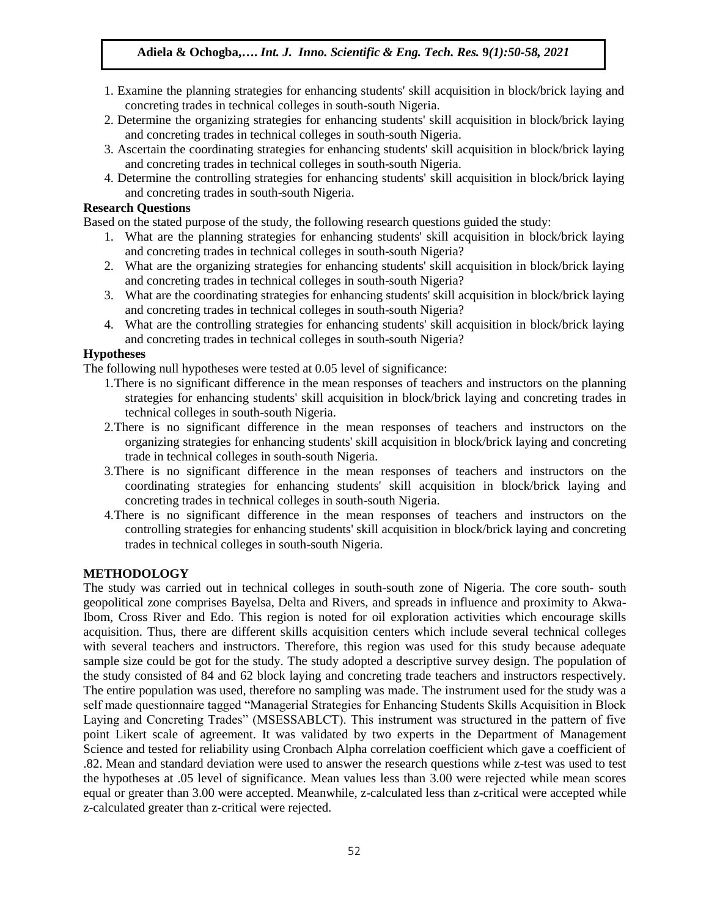1. Examine the planning strategies for enhancing students' skill acquisition in block/brick laying and concreting trades in technical colleges in south-south Nigeria.
2. Determine the organizing strategies for enhancing students' skill acquisition in block/brick laying and concreting trades in technical colleges in south-south Nigeria.
3. Ascertain the coordinating strategies for enhancing students' skill acquisition in block/brick laying and concreting trades in technical colleges in south-south Nigeria.
4. Determine the controlling strategies for enhancing students' skill acquisition in block/brick laying and concreting trades in south-south Nigeria.

**Research Questions**

Based on the stated purpose of the study, the following research questions guided the study:

1. What are the planning strategies for enhancing students' skill acquisition in block/brick laying and concreting trades in technical colleges in south-south Nigeria?
2. What are the organizing strategies for enhancing students' skill acquisition in block/brick laying and concreting trades in technical colleges in south-south Nigeria?
3. What are the coordinating strategies for enhancing students' skill acquisition in block/brick laying and concreting trades in technical colleges in south-south Nigeria?
4. What are the controlling strategies for enhancing students' skill acquisition in block/brick laying and concreting trades in technical colleges in south-south Nigeria?

**Hypotheses**

The following null hypotheses were tested at 0.05 level of significance:

1. There is no significant difference in the mean responses of teachers and instructors on the planning strategies for enhancing students' skill acquisition in block/brick laying and concreting trades in technical colleges in south-south Nigeria.
2. There is no significant difference in the mean responses of teachers and instructors on the organizing strategies for enhancing students' skill acquisition in block/brick laying and concreting trade in technical colleges in south-south Nigeria.
3. There is no significant difference in the mean responses of teachers and instructors on the coordinating strategies for enhancing students' skill acquisition in block/brick laying and concreting trades in technical colleges in south-south Nigeria.
4. There is no significant difference in the mean responses of teachers and instructors on the controlling strategies for enhancing students' skill acquisition in block/brick laying and concreting trades in technical colleges in south-south Nigeria.

## METHODOLOGY

The study was carried out in technical colleges in south-south zone of Nigeria. The core south- south geopolitical zone comprises Bayelsa, Delta and Rivers, and spreads in influence and proximity to Akwa-Ibom, Cross River and Edo. This region is noted for oil exploration activities which encourage skills acquisition. Thus, there are different skills acquisition centers which include several technical colleges with several teachers and instructors. Therefore, this region was used for this study because adequate sample size could be got for the study. The study adopted a descriptive survey design. The population of the study consisted of 84 and 62 block laying and concreting trade teachers and instructors respectively. The entire population was used, therefore no sampling was made. The instrument used for the study was a self made questionnaire tagged "Managerial Strategies for Enhancing Students Skills Acquisition in Block Laying and Concreting Trades" (MSESSABLCT). This instrument was structured in the pattern of five point Likert scale of agreement. It was validated by two experts in the Department of Management Science and tested for reliability using Cronbach Alpha correlation coefficient which gave a coefficient of .82. Mean and standard deviation were used to answer the research questions while z-test was used to test the hypotheses at .05 level of significance. Mean values less than 3.00 were rejected while mean scores equal or greater than 3.00 were accepted. Meanwhile, z-calculated less than z-critical were accepted while z-calculated greater than z-critical were rejected.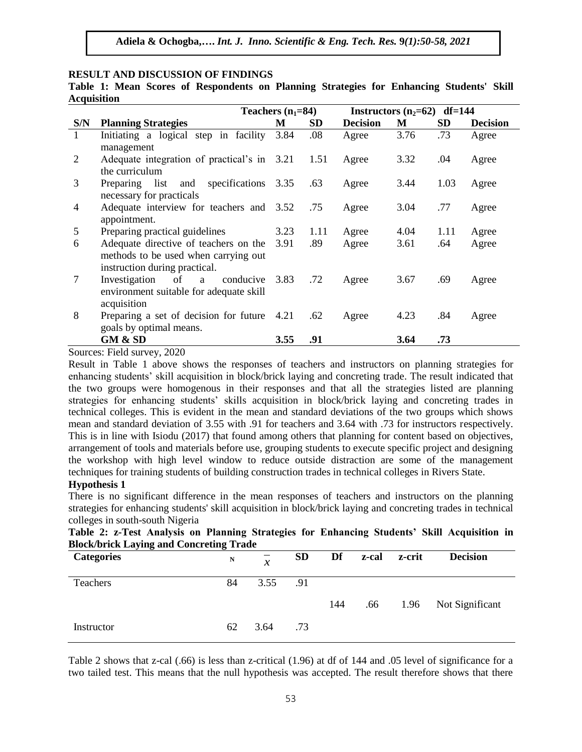## RESULT AND DISCUSSION OF FINDINGS

**Table 1: Mean Scores of Respondents on Planning Strategies for Enhancing Students' Skill Acquisition**

| | | Teachers ($n_1$=84) | | | Instructors ($n_2$=62) df=144 | | |
|---|---|---|---|---|---|---|---|
| **S/N** | **Planning Strategies** | **M** | **SD** | **Decision** | **M** | **SD** | **Decision** |
| 1 | Initiating a logical step in facility management | 3.84 | .08 | Agree | 3.76 | .73 | Agree |
| 2 | Adequate integration of practical's in the curriculum | 3.21 | 1.51 | Agree | 3.32 | .04 | Agree |
| 3 | Preparing list and specifications necessary for practicals | 3.35 | .63 | Agree | 3.44 | 1.03 | Agree |
| 4 | Adequate interview for teachers and appointment. | 3.52 | .75 | Agree | 3.04 | .77 | Agree |
| 5 | Preparing practical guidelines | 3.23 | 1.11 | Agree | 4.04 | 1.11 | Agree |
| 6 | Adequate directive of teachers on the methods to be used when carrying out instruction during practical. | 3.91 | .89 | Agree | 3.61 | .64 | Agree |
| 7 | Investigation of a conducive environment suitable for adequate skill acquisition | 3.83 | .72 | Agree | 3.67 | .69 | Agree |
| 8 | Preparing a set of decision for future goals by optimal means. | 4.21 | .62 | Agree | 4.23 | .84 | Agree |
| | **GM & SD** | **3.55** | **.91** | | **3.64** | **.73** | |

Sources: Field survey, 2020

Result in Table 1 above shows the responses of teachers and instructors on planning strategies for enhancing students' skill acquisition in block/brick laying and concreting trade. The result indicated that the two groups were homogenous in their responses and that all the strategies listed are planning strategies for enhancing students' skills acquisition in block/brick laying and concreting trades in technical colleges. This is evident in the mean and standard deviations of the two groups which shows mean and standard deviation of 3.55 with .91 for teachers and 3.64 with .73 for instructors respectively. This is in line with Isiodu (2017) that found among others that planning for content based on objectives, arrangement of tools and materials before use, grouping students to execute specific project and designing the workshop with high level window to reduce outside distraction are some of the management techniques for training students of building construction trades in technical colleges in Rivers State.

### Hypothesis 1

There is no significant difference in the mean responses of teachers and instructors on the planning strategies for enhancing students' skill acquisition in block/brick laying and concreting trades in technical colleges in south-south Nigeria

**Table 2: z-Test Analysis on Planning Strategies for Enhancing Students' Skill Acquisition in Block/brick Laying and Concreting Trade**

| Categories | N | $\bar{x}$ | SD | Df | z-cal | z-crit | Decision |
|---|---|---|---|---|---|---|---|
| Teachers | 84 | 3.55 | .91 | | | | |
| | | | | 144 | .66 | 1.96 | Not Significant |
| Instructor | 62 | 3.64 | .73 | | | | |

Table 2 shows that z-cal (.66) is less than z-critical (1.96) at df of 144 and .05 level of significance for a two tailed test. This means that the null hypothesis was accepted. The result therefore shows that there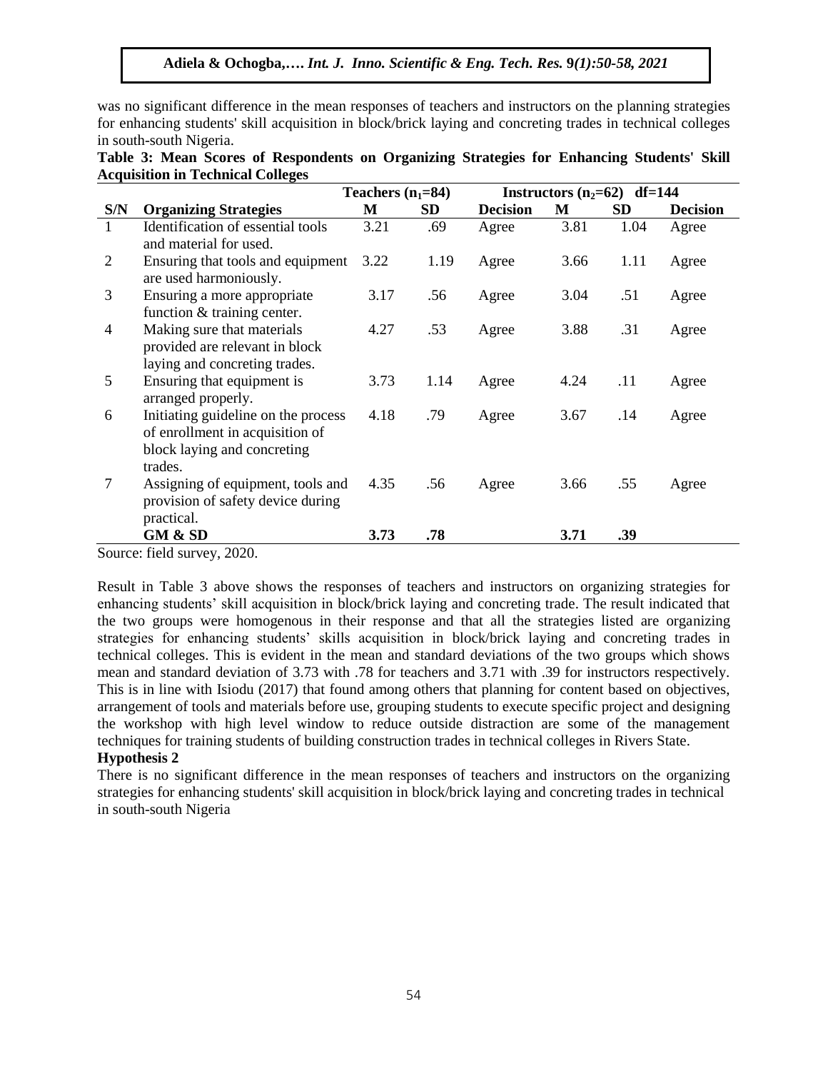was no significant difference in the mean responses of teachers and instructors on the planning strategies for enhancing students' skill acquisition in block/brick laying and concreting trades in technical colleges in south-south Nigeria.

**Table 3: Mean Scores of Respondents on Organizing Strategies for Enhancing Students' Skill Acquisition in Technical Colleges**

| | | Teachers ($n_1$=84) | | | Instructors ($n_2$=62) df=144 | | |
|---|---|---|---|---|---|---|---|
| **S/N** | **Organizing Strategies** | **M** | **SD** | **Decision** | **M** | **SD** | **Decision** |
| 1 | Identification of essential tools and material for used. | 3.21 | .69 | Agree | 3.81 | 1.04 | Agree |
| 2 | Ensuring that tools and equipment are used harmoniously. | 3.22 | 1.19 | Agree | 3.66 | 1.11 | Agree |
| 3 | Ensuring a more appropriate function & training center. | 3.17 | .56 | Agree | 3.04 | .51 | Agree |
| 4 | Making sure that materials provided are relevant in block laying and concreting trades. | 4.27 | .53 | Agree | 3.88 | .31 | Agree |
| 5 | Ensuring that equipment is arranged properly. | 3.73 | 1.14 | Agree | 4.24 | .11 | Agree |
| 6 | Initiating guideline on the process of enrollment in acquisition of block laying and concreting trades. | 4.18 | .79 | Agree | 3.67 | .14 | Agree |
| 7 | Assigning of equipment, tools and provision of safety device during practical. | 4.35 | .56 | Agree | 3.66 | .55 | Agree |
| | **GM & SD** | **3.73** | **.78** | | **3.71** | **.39** | |

Source: field survey, 2020.

Result in Table 3 above shows the responses of teachers and instructors on organizing strategies for enhancing students' skill acquisition in block/brick laying and concreting trade. The result indicated that the two groups were homogenous in their response and that all the strategies listed are organizing strategies for enhancing students' skills acquisition in block/brick laying and concreting trades in technical colleges. This is evident in the mean and standard deviations of the two groups which shows mean and standard deviation of 3.73 with .78 for teachers and 3.71 with .39 for instructors respectively. This is in line with Isiodu (2017) that found among others that planning for content based on objectives, arrangement of tools and materials before use, grouping students to execute specific project and designing the workshop with high level window to reduce outside distraction are some of the management techniques for training students of building construction trades in technical colleges in Rivers State.

**Hypothesis 2**

There is no significant difference in the mean responses of teachers and instructors on the organizing strategies for enhancing students' skill acquisition in block/brick laying and concreting trades in technical in south-south Nigeria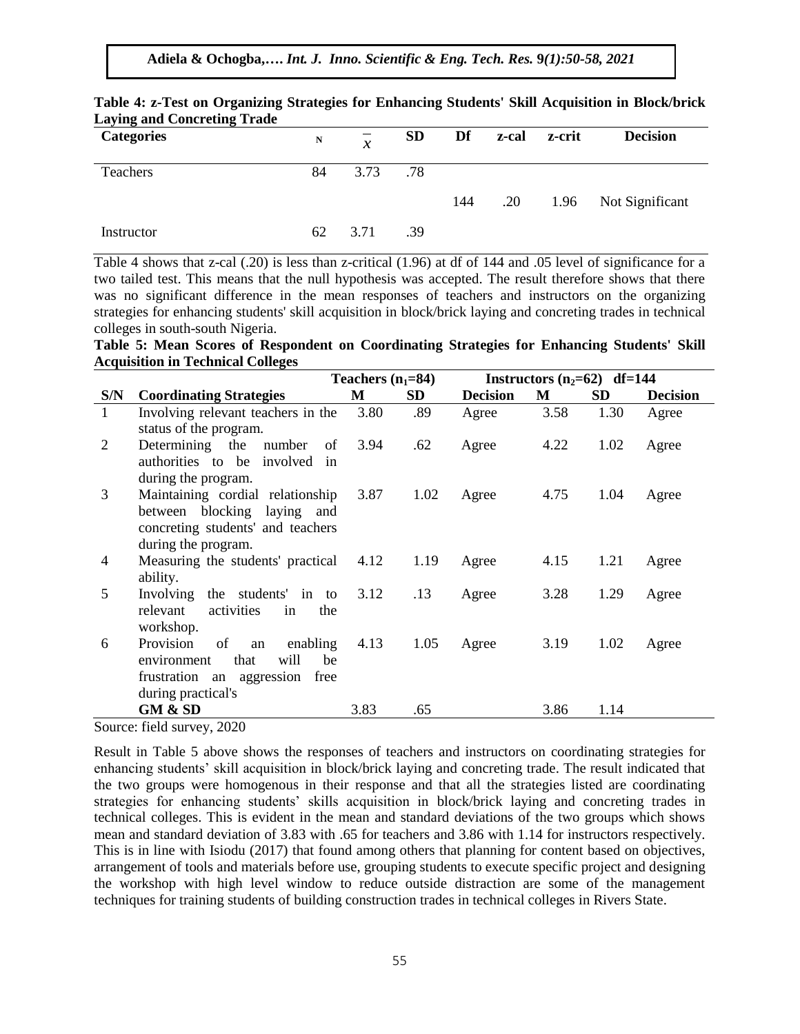**Table 4: z-Test on Organizing Strategies for Enhancing Students' Skill Acquisition in Block/brick Laying and Concreting Trade**

| Categories | N | $\bar{x}$ | SD | Df | z-cal | z-crit | Decision |
|---|---|---|---|---|---|---|---|
| Teachers | 84 | 3.73 | .78 | | | | |
| | | | | 144 | .20 | 1.96 | Not Significant |
| Instructor | 62 | 3.71 | .39 | | | | |

Table 4 shows that z-cal (.20) is less than z-critical (1.96) at df of 144 and .05 level of significance for a two tailed test. This means that the null hypothesis was accepted. The result therefore shows that there was no significant difference in the mean responses of teachers and instructors on the organizing strategies for enhancing students' skill acquisition in block/brick laying and concreting trades in technical colleges in south-south Nigeria.

**Table 5: Mean Scores of Respondent on Coordinating Strategies for Enhancing Students' Skill Acquisition in Technical Colleges**

| | | Teachers ($n_1$=84) | | | Instructors ($n_2$=62) df=144 | | |
|---|---|---|---|---|---|---|---|
| S/N | Coordinating Strategies | M | SD | Decision | M | SD | Decision |
| 1 | Involving relevant teachers in the status of the program. | 3.80 | .89 | Agree | 3.58 | 1.30 | Agree |
| 2 | Determining the number of authorities to be involved in during the program. | 3.94 | .62 | Agree | 4.22 | 1.02 | Agree |
| 3 | Maintaining cordial relationship between blocking laying and concreting students' and teachers during the program. | 3.87 | 1.02 | Agree | 4.75 | 1.04 | Agree |
| 4 | Measuring the students' practical ability. | 4.12 | 1.19 | Agree | 4.15 | 1.21 | Agree |
| 5 | Involving the students' in to relevant activities in the workshop. | 3.12 | .13 | Agree | 3.28 | 1.29 | Agree |
| 6 | Provision of an enabling environment that will be frustration an aggression free during practical's | 4.13 | 1.05 | Agree | 3.19 | 1.02 | Agree |
| | GM & SD | 3.83 | .65 | | 3.86 | 1.14 | |

Source: field survey, 2020

Result in Table 5 above shows the responses of teachers and instructors on coordinating strategies for enhancing students' skill acquisition in block/brick laying and concreting trade. The result indicated that the two groups were homogenous in their response and that all the strategies listed are coordinating strategies for enhancing students' skills acquisition in block/brick laying and concreting trades in technical colleges. This is evident in the mean and standard deviations of the two groups which shows mean and standard deviation of 3.83 with .65 for teachers and 3.86 with 1.14 for instructors respectively. This is in line with Isiodu (2017) that found among others that planning for content based on objectives, arrangement of tools and materials before use, grouping students to execute specific project and designing the workshop with high level window to reduce outside distraction are some of the management techniques for training students of building construction trades in technical colleges in Rivers State.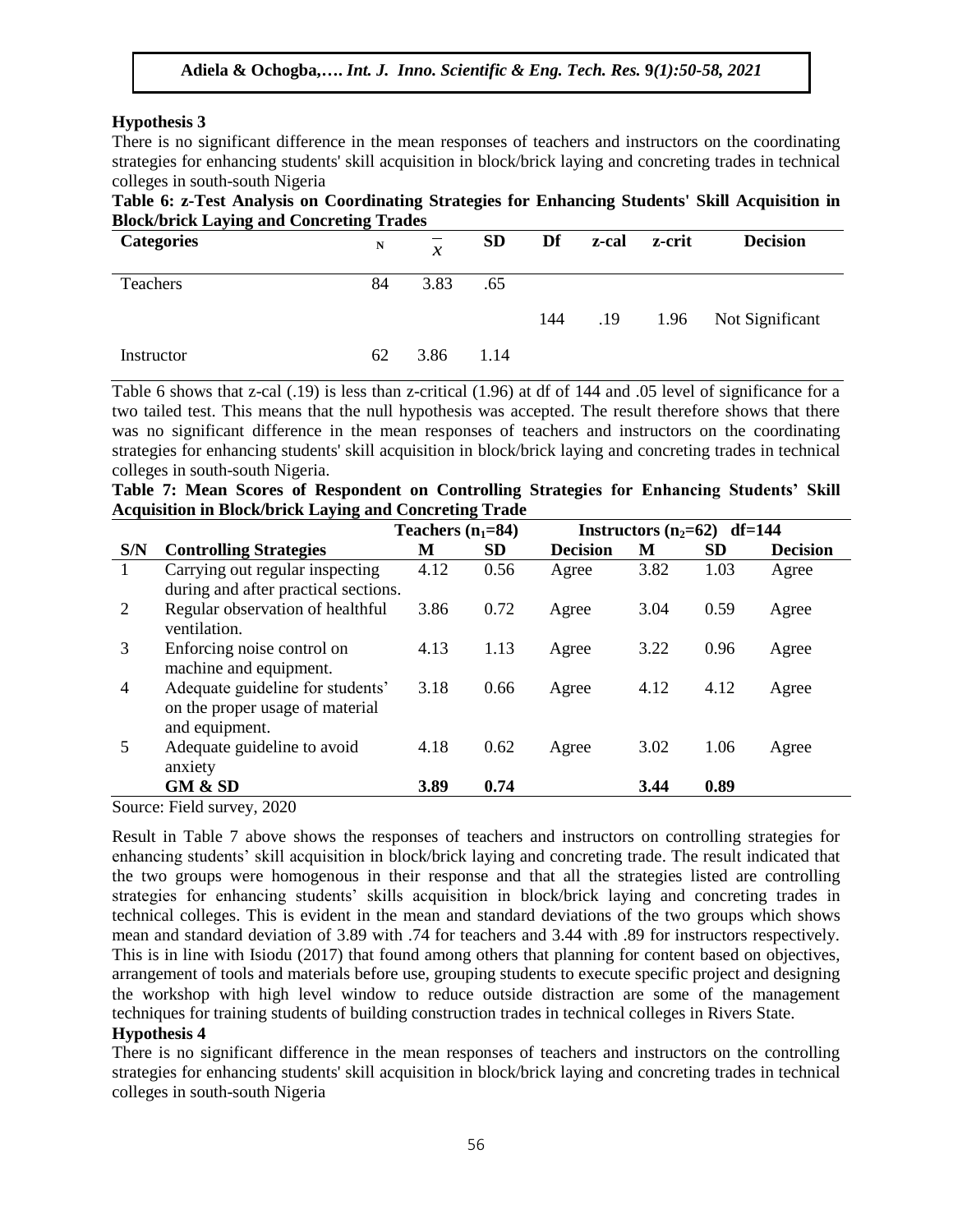**Hypothesis 3**

There is no significant difference in the mean responses of teachers and instructors on the coordinating strategies for enhancing students' skill acquisition in block/brick laying and concreting trades in technical colleges in south-south Nigeria

**Table 6: z-Test Analysis on Coordinating Strategies for Enhancing Students' Skill Acquisition in Block/brick Laying and Concreting Trades**

| Categories | N | $\bar{x}$ | SD | Df | z-cal | z-crit | Decision |
|---|---|---|---|---|---|---|---|
| Teachers | 84 | 3.83 | .65 | | | | |
| | | | | 144 | .19 | 1.96 | Not Significant |
| Instructor | 62 | 3.86 | 1.14 | | | | |

Table 6 shows that z-cal (.19) is less than z-critical (1.96) at df of 144 and .05 level of significance for a two tailed test. This means that the null hypothesis was accepted. The result therefore shows that there was no significant difference in the mean responses of teachers and instructors on the coordinating strategies for enhancing students' skill acquisition in block/brick laying and concreting trades in technical colleges in south-south Nigeria.

**Table 7: Mean Scores of Respondent on Controlling Strategies for Enhancing Students' Skill Acquisition in Block/brick Laying and Concreting Trade**

| | | Teachers ($n_1$=84) | | | Instructors ($n_2$=62) df=144 | | |
|---|---|---|---|---|---|---|---|
| S/N | Controlling Strategies | M | SD | Decision | M | SD | Decision |
| 1 | Carrying out regular inspecting during and after practical sections. | 4.12 | 0.56 | Agree | 3.82 | 1.03 | Agree |
| 2 | Regular observation of healthful ventilation. | 3.86 | 0.72 | Agree | 3.04 | 0.59 | Agree |
| 3 | Enforcing noise control on machine and equipment. | 4.13 | 1.13 | Agree | 3.22 | 0.96 | Agree |
| 4 | Adequate guideline for students' on the proper usage of material and equipment. | 3.18 | 0.66 | Agree | 4.12 | 4.12 | Agree |
| 5 | Adequate guideline to avoid anxiety | 4.18 | 0.62 | Agree | 3.02 | 1.06 | Agree |
| | **GM & SD** | **3.89** | **0.74** | | **3.44** | **0.89** | |

Source: Field survey, 2020

Result in Table 7 above shows the responses of teachers and instructors on controlling strategies for enhancing students' skill acquisition in block/brick laying and concreting trade. The result indicated that the two groups were homogenous in their response and that all the strategies listed are controlling strategies for enhancing students' skills acquisition in block/brick laying and concreting trades in technical colleges. This is evident in the mean and standard deviations of the two groups which shows mean and standard deviation of 3.89 with .74 for teachers and 3.44 with .89 for instructors respectively. This is in line with Isiodu (2017) that found among others that planning for content based on objectives, arrangement of tools and materials before use, grouping students to execute specific project and designing the workshop with high level window to reduce outside distraction are some of the management techniques for training students of building construction trades in technical colleges in Rivers State.

**Hypothesis 4**

There is no significant difference in the mean responses of teachers and instructors on the controlling strategies for enhancing students' skill acquisition in block/brick laying and concreting trades in technical colleges in south-south Nigeria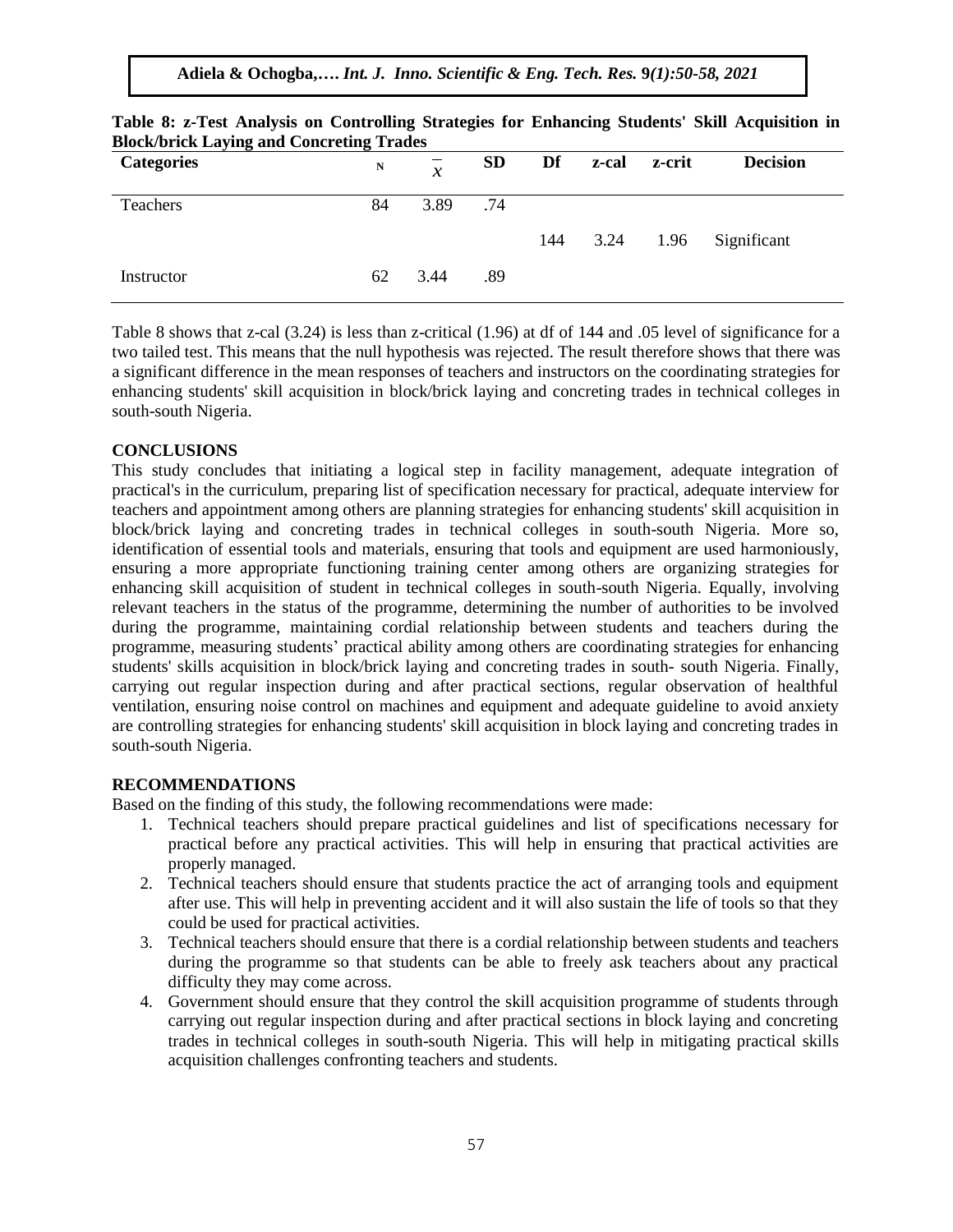**Table 8: z-Test Analysis on Controlling Strategies for Enhancing Students' Skill Acquisition in Block/brick Laying and Concreting Trades**

| Categories | N | $\bar{x}$ | SD | Df | z-cal | z-crit | Decision |
|---|---|---|---|---|---|---|---|
| Teachers | 84 | 3.89 | .74 | | | | |
| | | | | 144 | 3.24 | 1.96 | Significant |
| Instructor | 62 | 3.44 | .89 | | | | |

Table 8 shows that z-cal (3.24) is less than z-critical (1.96) at df of 144 and .05 level of significance for a two tailed test. This means that the null hypothesis was rejected. The result therefore shows that there was a significant difference in the mean responses of teachers and instructors on the coordinating strategies for enhancing students' skill acquisition in block/brick laying and concreting trades in technical colleges in south-south Nigeria.

## CONCLUSIONS

This study concludes that initiating a logical step in facility management, adequate integration of practical's in the curriculum, preparing list of specification necessary for practical, adequate interview for teachers and appointment among others are planning strategies for enhancing students' skill acquisition in block/brick laying and concreting trades in technical colleges in south-south Nigeria. More so, identification of essential tools and materials, ensuring that tools and equipment are used harmoniously, ensuring a more appropriate functioning training center among others are organizing strategies for enhancing skill acquisition of student in technical colleges in south-south Nigeria. Equally, involving relevant teachers in the status of the programme, determining the number of authorities to be involved during the programme, maintaining cordial relationship between students and teachers during the programme, measuring students' practical ability among others are coordinating strategies for enhancing students' skills acquisition in block/brick laying and concreting trades in south- south Nigeria. Finally, carrying out regular inspection during and after practical sections, regular observation of healthful ventilation, ensuring noise control on machines and equipment and adequate guideline to avoid anxiety are controlling strategies for enhancing students' skill acquisition in block laying and concreting trades in south-south Nigeria.

## RECOMMENDATIONS

Based on the finding of this study, the following recommendations were made:

1. Technical teachers should prepare practical guidelines and list of specifications necessary for practical before any practical activities. This will help in ensuring that practical activities are properly managed.
2. Technical teachers should ensure that students practice the act of arranging tools and equipment after use. This will help in preventing accident and it will also sustain the life of tools so that they could be used for practical activities.
3. Technical teachers should ensure that there is a cordial relationship between students and teachers during the programme so that students can be able to freely ask teachers about any practical difficulty they may come across.
4. Government should ensure that they control the skill acquisition programme of students through carrying out regular inspection during and after practical sections in block laying and concreting trades in technical colleges in south-south Nigeria. This will help in mitigating practical skills acquisition challenges confronting teachers and students.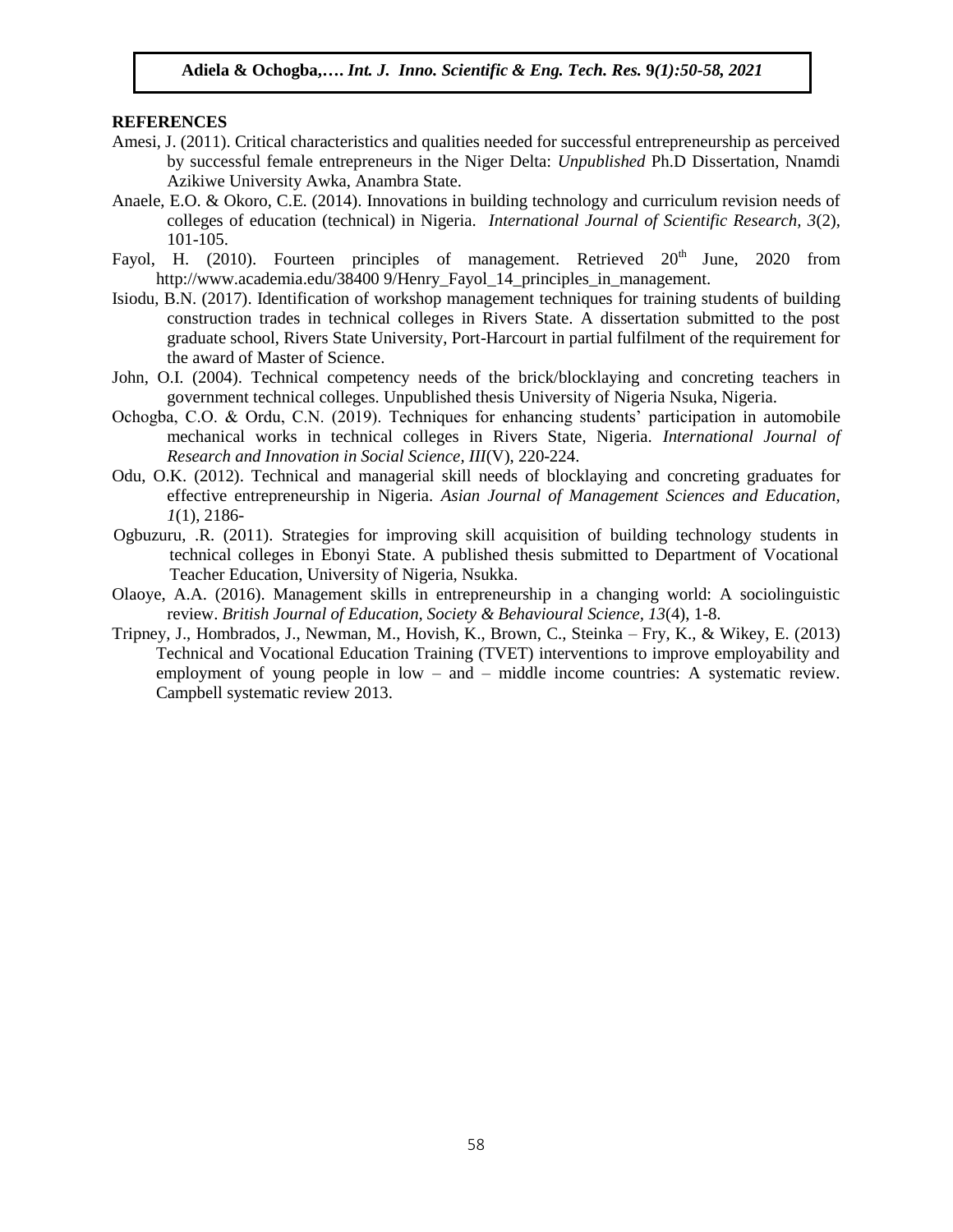**REFERENCES**

Amesi, J. (2011). Critical characteristics and qualities needed for successful entrepreneurship as perceived by successful female entrepreneurs in the Niger Delta: *Unpublished* Ph.D Dissertation, Nnamdi Azikiwe University Awka, Anambra State.

Anaele, E.O. & Okoro, C.E. (2014). Innovations in building technology and curriculum revision needs of colleges of education (technical) in Nigeria. *International Journal of Scientific Research, 3*(2), 101-105.

Fayol, H. (2010). Fourteen principles of management. Retrieved 20th June, 2020 from http://www.academia.edu/38400 9/Henry_Fayol_14_principles_in_management.

Isiodu, B.N. (2017). Identification of workshop management techniques for training students of building construction trades in technical colleges in Rivers State. A dissertation submitted to the post graduate school, Rivers State University, Port-Harcourt in partial fulfilment of the requirement for the award of Master of Science.

John, O.I. (2004). Technical competency needs of the brick/blocklaying and concreting teachers in government technical colleges. Unpublished thesis University of Nigeria Nsuka, Nigeria.

Ochogba, C.O. & Ordu, C.N. (2019). Techniques for enhancing students' participation in automobile mechanical works in technical colleges in Rivers State, Nigeria. *International Journal of Research and Innovation in Social Science, III*(V), 220-224.

Odu, O.K. (2012). Technical and managerial skill needs of blocklaying and concreting graduates for effective entrepreneurship in Nigeria. *Asian Journal of Management Sciences and Education, 1*(1), 2186-

Ogbuzuru, .R. (2011). Strategies for improving skill acquisition of building technology students in technical colleges in Ebonyi State. A published thesis submitted to Department of Vocational Teacher Education, University of Nigeria, Nsukka.

Olaoye, A.A. (2016). Management skills in entrepreneurship in a changing world: A sociolinguistic review. *British Journal of Education, Society & Behavioural Science, 13*(4), 1-8.

Tripney, J., Hombrados, J., Newman, M., Hovish, K., Brown, C., Steinka – Fry, K., & Wikey, E. (2013) Technical and Vocational Education Training (TVET) interventions to improve employability and employment of young people in low – and – middle income countries: A systematic review. Campbell systematic review 2013.